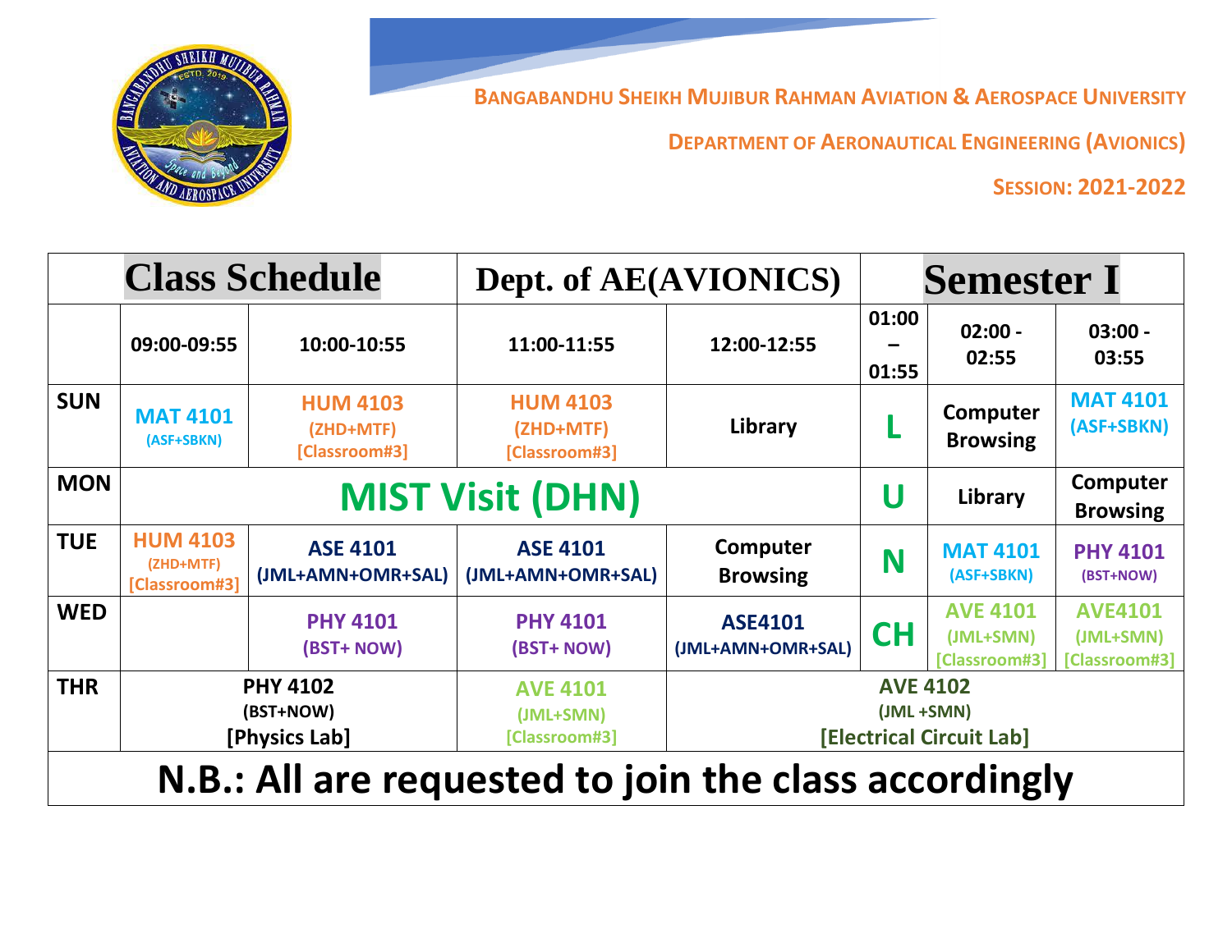**BANGABANDHU SHEIKH MUJIBUR RAHMAN AVIATION & AEROSPACE UNIVERSITY**

**DEPARTMENT OF AERONAUTICAL ENGINEERING (AVIONICS)**

**SESSION: 2021-2022**

| Class Schedule | | | Dept. of AE(AVIONICS) | | Semester I | | |
|---|---|---|---|---|---|---|---|
| | 09:00-09:55 | 10:00-10:55 | 11:00-11:55 | 12:00-12:55 | 01:00 – 01:55 | 02:00 - 02:55 | 03:00 - 03:55 |
| SUN | MAT 4101 (ASF+SBKN) | HUM 4103 (ZHD+MTF) [Classroom#3] | HUM 4103 (ZHD+MTF) [Classroom#3] | Library | L | Computer Browsing | MAT 4101 (ASF+SBKN) |
| MON | MIST Visit (DHN) | | | | U | Library | Computer Browsing |
| TUE | HUM 4103 (ZHD+MTF) [Classroom#3] | ASE 4101 (JML+AMN+OMR+SAL) | ASE 4101 (JML+AMN+OMR+SAL) | Computer Browsing | N | MAT 4101 (ASF+SBKN) | PHY 4101 (BST+NOW) |
| WED | | PHY 4101 (BST+ NOW) | PHY 4101 (BST+ NOW) | ASE4101 (JML+AMN+OMR+SAL) | CH | AVE 4101 (JML+SMN) [Classroom#3] | AVE4101 (JML+SMN) [Classroom#3] |
| THR | PHY 4102 (BST+NOW) [Physics Lab] | | AVE 4101 (JML+SMN) [Classroom#3] | AVE 4102 (JML +SMN) [Electrical Circuit Lab] | | | |

**N.B.: All are requested to join the class accordingly**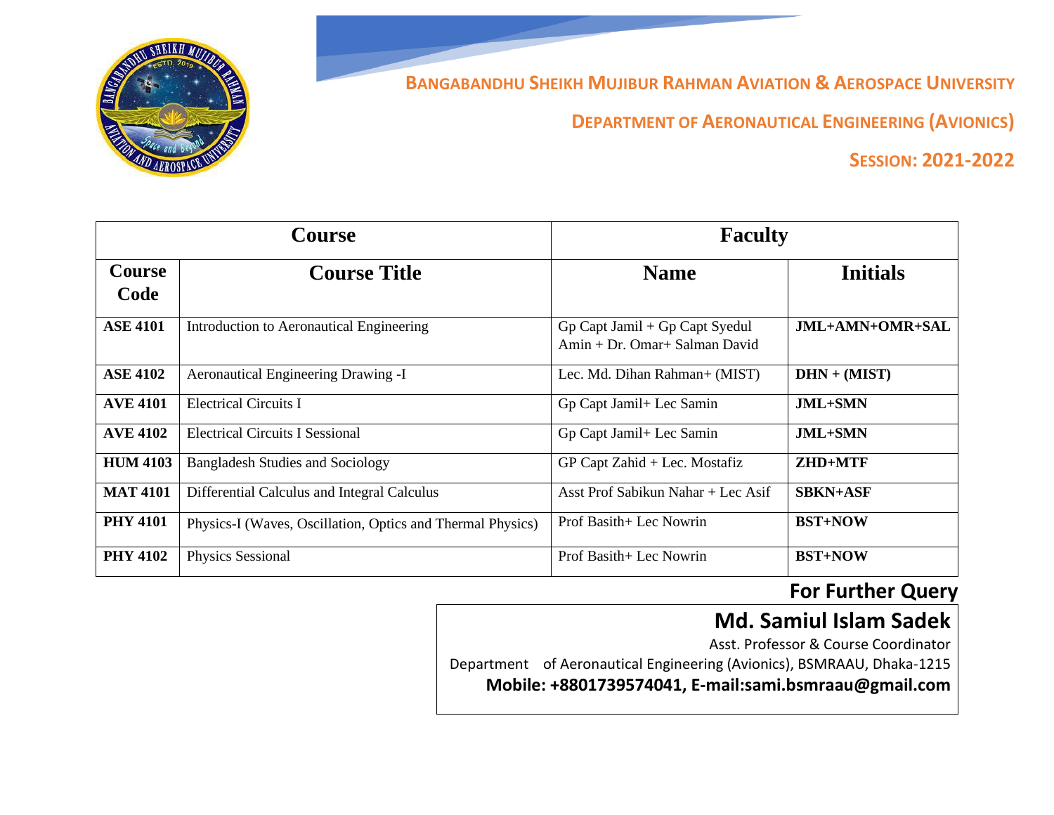# Bangabandhu Sheikh Mujibur Rahman Aviation & Aerospace University

## Department of Aeronautical Engineering (Avionics)

## Session: 2021-2022

| Course | | Faculty | |
|---|---|---|---|
| **Course Code** | **Course Title** | **Name** | **Initials** |
| **ASE 4101** | Introduction to Aeronautical Engineering | Gp Capt Jamil + Gp Capt Syedul Amin + Dr. Omar+ Salman David | **JML+AMN+OMR+SAL** |
| **ASE 4102** | Aeronautical Engineering Drawing -I | Lec. Md. Dihan Rahman+ (MIST) | **DHN + (MIST)** |
| **AVE 4101** | Electrical Circuits I | Gp Capt Jamil+ Lec Samin | **JML+SMN** |
| **AVE 4102** | Electrical Circuits I Sessional | Gp Capt Jamil+ Lec Samin | **JML+SMN** |
| **HUM 4103** | Bangladesh Studies and Sociology | GP Capt Zahid + Lec. Mostafiz | **ZHD+MTF** |
| **MAT 4101** | Differential Calculus and Integral Calculus | Asst Prof Sabikun Nahar + Lec Asif | **SBKN+ASF** |
| **PHY 4101** | Physics-I (Waves, Oscillation, Optics and Thermal Physics) | Prof Basith+ Lec Nowrin | **BST+NOW** |
| **PHY 4102** | Physics Sessional | Prof Basith+ Lec Nowrin | **BST+NOW** |

**For Further Query**

**Md. Samiul Islam Sadek**

Asst. Professor & Course Coordinator

Department of Aeronautical Engineering (Avionics), BSMRAAU, Dhaka-1215

**Mobile: +8801739574041, E-mail:sami.bsmraau@gmail.com**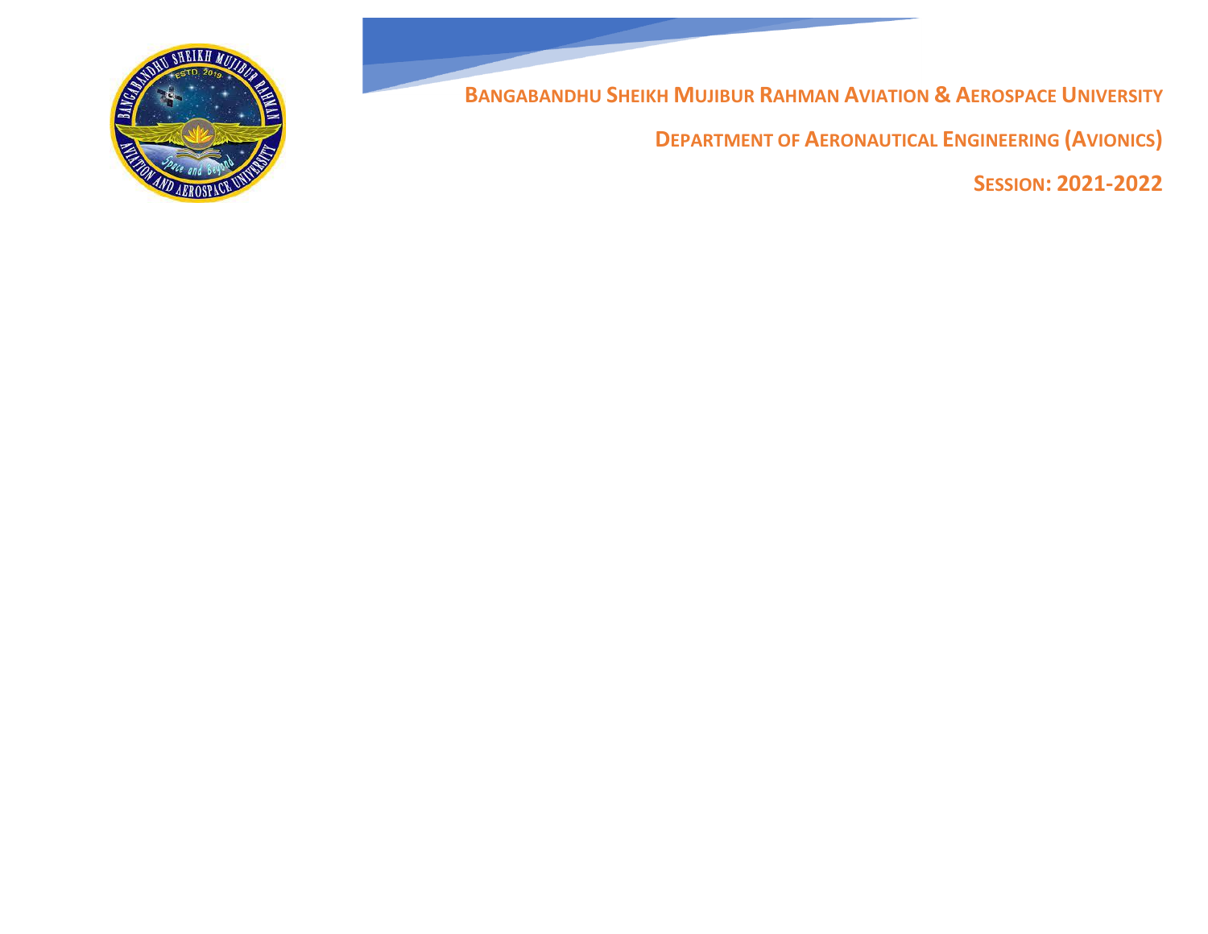**BANGABANDHU SHEIKH MUJIBUR RAHMAN AVIATION & AEROSPACE UNIVERSITY**

**DEPARTMENT OF AERONAUTICAL ENGINEERING (AVIONICS)**

**SESSION: 2021-2022**